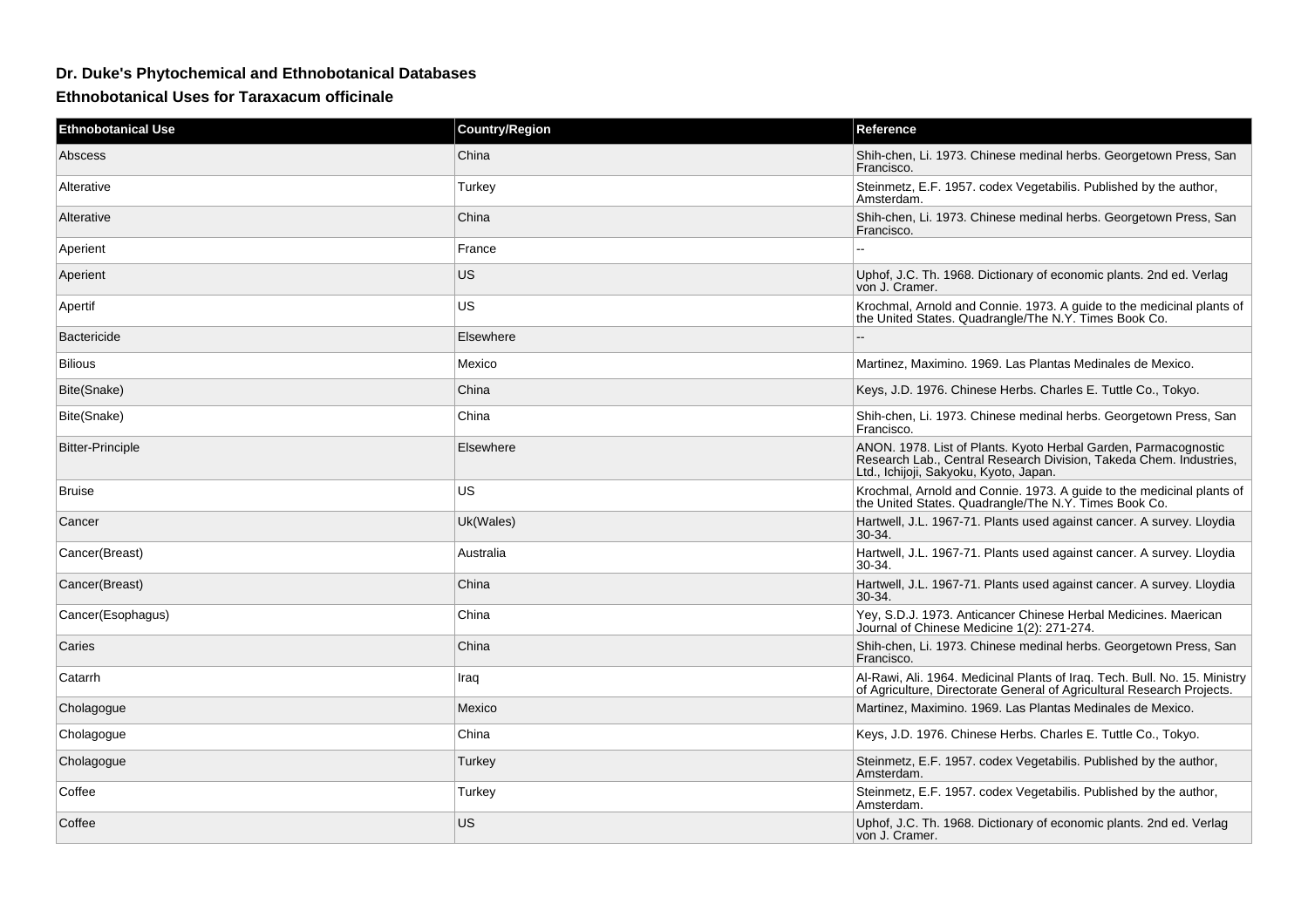## Dr. Duke's Phytochemical and Ethnobotanical Databases

### Ethnobotanical Uses for Taraxacum officinale

| Ethnobotanical Use | Country/Region | Reference |
|---|---|---|
| Abscess | China | Shih-chen, Li. 1973. Chinese medinal herbs. Georgetown Press, San Francisco. |
| Alterative | Turkey | Steinmetz, E.F. 1957. codex Vegetabilis. Published by the author, Amsterdam. |
| Alterative | China | Shih-chen, Li. 1973. Chinese medinal herbs. Georgetown Press, San Francisco. |
| Aperient | France | -- |
| Aperient | US | Uphof, J.C. Th. 1968. Dictionary of economic plants. 2nd ed. Verlag von J. Cramer. |
| Apertif | US | Krochmal, Arnold and Connie. 1973. A guide to the medicinal plants of the United States. Quadrangle/The N.Y. Times Book Co. |
| Bactericide | Elsewhere | -- |
| Bilious | Mexico | Martinez, Maximino. 1969. Las Plantas Medinales de Mexico. |
| Bite(Snake) | China | Keys, J.D. 1976. Chinese Herbs. Charles E. Tuttle Co., Tokyo. |
| Bite(Snake) | China | Shih-chen, Li. 1973. Chinese medinal herbs. Georgetown Press, San Francisco. |
| Bitter-Principle | Elsewhere | ANON. 1978. List of Plants. Kyoto Herbal Garden, Parmacognostic Research Lab., Central Research Division, Takeda Chem. Industries, Ltd., Ichijoji, Sakyoku, Kyoto, Japan. |
| Bruise | US | Krochmal, Arnold and Connie. 1973. A guide to the medicinal plants of the United States. Quadrangle/The N.Y. Times Book Co. |
| Cancer | Uk(Wales) | Hartwell, J.L. 1967-71. Plants used against cancer. A survey. Lloydia 30-34. |
| Cancer(Breast) | Australia | Hartwell, J.L. 1967-71. Plants used against cancer. A survey. Lloydia 30-34. |
| Cancer(Breast) | China | Hartwell, J.L. 1967-71. Plants used against cancer. A survey. Lloydia 30-34. |
| Cancer(Esophagus) | China | Yey, S.D.J. 1973. Anticancer Chinese Herbal Medicines. Maerican Journal of Chinese Medicine 1(2): 271-274. |
| Caries | China | Shih-chen, Li. 1973. Chinese medinal herbs. Georgetown Press, San Francisco. |
| Catarrh | Iraq | Al-Rawi, Ali. 1964. Medicinal Plants of Iraq. Tech. Bull. No. 15. Ministry of Agriculture, Directorate General of Agricultural Research Projects. |
| Cholagogue | Mexico | Martinez, Maximino. 1969. Las Plantas Medinales de Mexico. |
| Cholagogue | China | Keys, J.D. 1976. Chinese Herbs. Charles E. Tuttle Co., Tokyo. |
| Cholagogue | Turkey | Steinmetz, E.F. 1957. codex Vegetabilis. Published by the author, Amsterdam. |
| Coffee | Turkey | Steinmetz, E.F. 1957. codex Vegetabilis. Published by the author, Amsterdam. |
| Coffee | US | Uphof, J.C. Th. 1968. Dictionary of economic plants. 2nd ed. Verlag von J. Cramer. |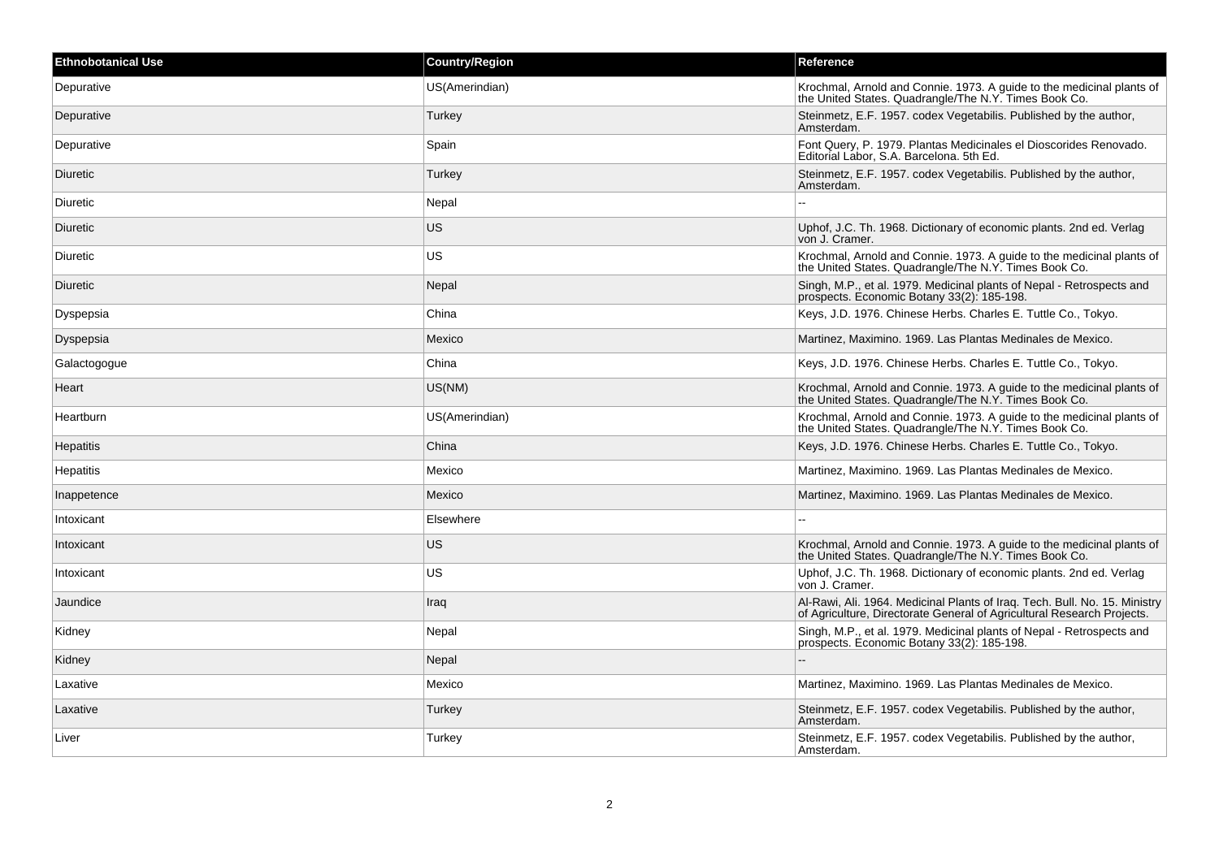| Ethnobotanical Use | Country/Region | Reference |
| --- | --- | --- |
| Depurative | US(Amerindian) | Krochmal, Arnold and Connie. 1973. A guide to the medicinal plants of the United States. Quadrangle/The N.Y. Times Book Co. |
| Depurative | Turkey | Steinmetz, E.F. 1957. codex Vegetabilis. Published by the author, Amsterdam. |
| Depurative | Spain | Font Query, P. 1979. Plantas Medicinales el Dioscorides Renovado. Editorial Labor, S.A. Barcelona. 5th Ed. |
| Diuretic | Turkey | Steinmetz, E.F. 1957. codex Vegetabilis. Published by the author, Amsterdam. |
| Diuretic | Nepal | -- |
| Diuretic | US | Uphof, J.C. Th. 1968. Dictionary of economic plants. 2nd ed. Verlag von J. Cramer. |
| Diuretic | US | Krochmal, Arnold and Connie. 1973. A guide to the medicinal plants of the United States. Quadrangle/The N.Y. Times Book Co. |
| Diuretic | Nepal | Singh, M.P., et al. 1979. Medicinal plants of Nepal - Retrospects and prospects. Economic Botany 33(2): 185-198. |
| Dyspepsia | China | Keys, J.D. 1976. Chinese Herbs. Charles E. Tuttle Co., Tokyo. |
| Dyspepsia | Mexico | Martinez, Maximino. 1969. Las Plantas Medinales de Mexico. |
| Galactogogue | China | Keys, J.D. 1976. Chinese Herbs. Charles E. Tuttle Co., Tokyo. |
| Heart | US(NM) | Krochmal, Arnold and Connie. 1973. A guide to the medicinal plants of the United States. Quadrangle/The N.Y. Times Book Co. |
| Heartburn | US(Amerindian) | Krochmal, Arnold and Connie. 1973. A guide to the medicinal plants of the United States. Quadrangle/The N.Y. Times Book Co. |
| Hepatitis | China | Keys, J.D. 1976. Chinese Herbs. Charles E. Tuttle Co., Tokyo. |
| Hepatitis | Mexico | Martinez, Maximino. 1969. Las Plantas Medinales de Mexico. |
| Inappetence | Mexico | Martinez, Maximino. 1969. Las Plantas Medinales de Mexico. |
| Intoxicant | Elsewhere | -- |
| Intoxicant | US | Krochmal, Arnold and Connie. 1973. A guide to the medicinal plants of the United States. Quadrangle/The N.Y. Times Book Co. |
| Intoxicant | US | Uphof, J.C. Th. 1968. Dictionary of economic plants. 2nd ed. Verlag von J. Cramer. |
| Jaundice | Iraq | Al-Rawi, Ali. 1964. Medicinal Plants of Iraq. Tech. Bull. No. 15. Ministry of Agriculture, Directorate General of Agricultural Research Projects. |
| Kidney | Nepal | Singh, M.P., et al. 1979. Medicinal plants of Nepal - Retrospects and prospects. Economic Botany 33(2): 185-198. |
| Kidney | Nepal | -- |
| Laxative | Mexico | Martinez, Maximino. 1969. Las Plantas Medinales de Mexico. |
| Laxative | Turkey | Steinmetz, E.F. 1957. codex Vegetabilis. Published by the author, Amsterdam. |
| Liver | Turkey | Steinmetz, E.F. 1957. codex Vegetabilis. Published by the author, Amsterdam. |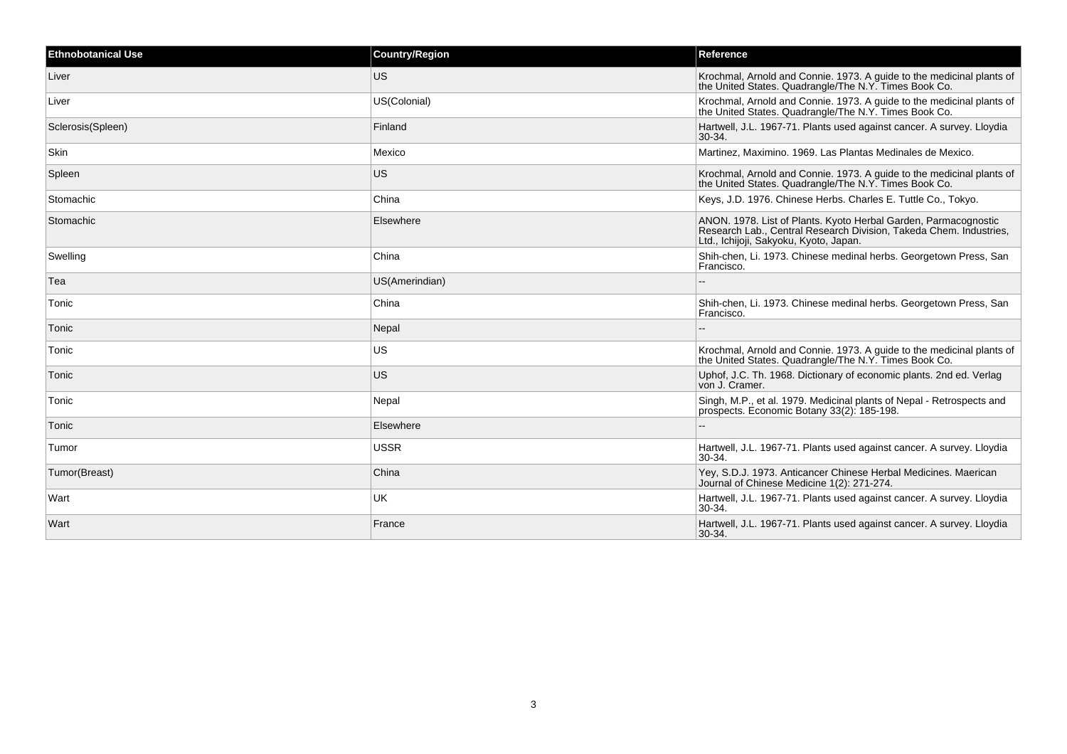| Ethnobotanical Use | Country/Region | Reference |
|---|---|---|
| Liver | US | Krochmal, Arnold and Connie. 1973. A guide to the medicinal plants of the United States. Quadrangle/The N.Y. Times Book Co. |
| Liver | US(Colonial) | Krochmal, Arnold and Connie. 1973. A guide to the medicinal plants of the United States. Quadrangle/The N.Y. Times Book Co. |
| Sclerosis(Spleen) | Finland | Hartwell, J.L. 1967-71. Plants used against cancer. A survey. Lloydia 30-34. |
| Skin | Mexico | Martinez, Maximino. 1969. Las Plantas Medinales de Mexico. |
| Spleen | US | Krochmal, Arnold and Connie. 1973. A guide to the medicinal plants of the United States. Quadrangle/The N.Y. Times Book Co. |
| Stomachic | China | Keys, J.D. 1976. Chinese Herbs. Charles E. Tuttle Co., Tokyo. |
| Stomachic | Elsewhere | ANON. 1978. List of Plants. Kyoto Herbal Garden, Parmacognostic Research Lab., Central Research Division, Takeda Chem. Industries, Ltd., Ichijoji, Sakyoku, Kyoto, Japan. |
| Swelling | China | Shih-chen, Li. 1973. Chinese medinal herbs. Georgetown Press, San Francisco. |
| Tea | US(Amerindian) | -- |
| Tonic | China | Shih-chen, Li. 1973. Chinese medinal herbs. Georgetown Press, San Francisco. |
| Tonic | Nepal | -- |
| Tonic | US | Krochmal, Arnold and Connie. 1973. A guide to the medicinal plants of the United States. Quadrangle/The N.Y. Times Book Co. |
| Tonic | US | Uphof, J.C. Th. 1968. Dictionary of economic plants. 2nd ed. Verlag von J. Cramer. |
| Tonic | Nepal | Singh, M.P., et al. 1979. Medicinal plants of Nepal - Retrospects and prospects. Economic Botany 33(2): 185-198. |
| Tonic | Elsewhere | -- |
| Tumor | USSR | Hartwell, J.L. 1967-71. Plants used against cancer. A survey. Lloydia 30-34. |
| Tumor(Breast) | China | Yey, S.D.J. 1973. Anticancer Chinese Herbal Medicines. Maerican Journal of Chinese Medicine 1(2): 271-274. |
| Wart | UK | Hartwell, J.L. 1967-71. Plants used against cancer. A survey. Lloydia 30-34. |
| Wart | France | Hartwell, J.L. 1967-71. Plants used against cancer. A survey. Lloydia 30-34. |